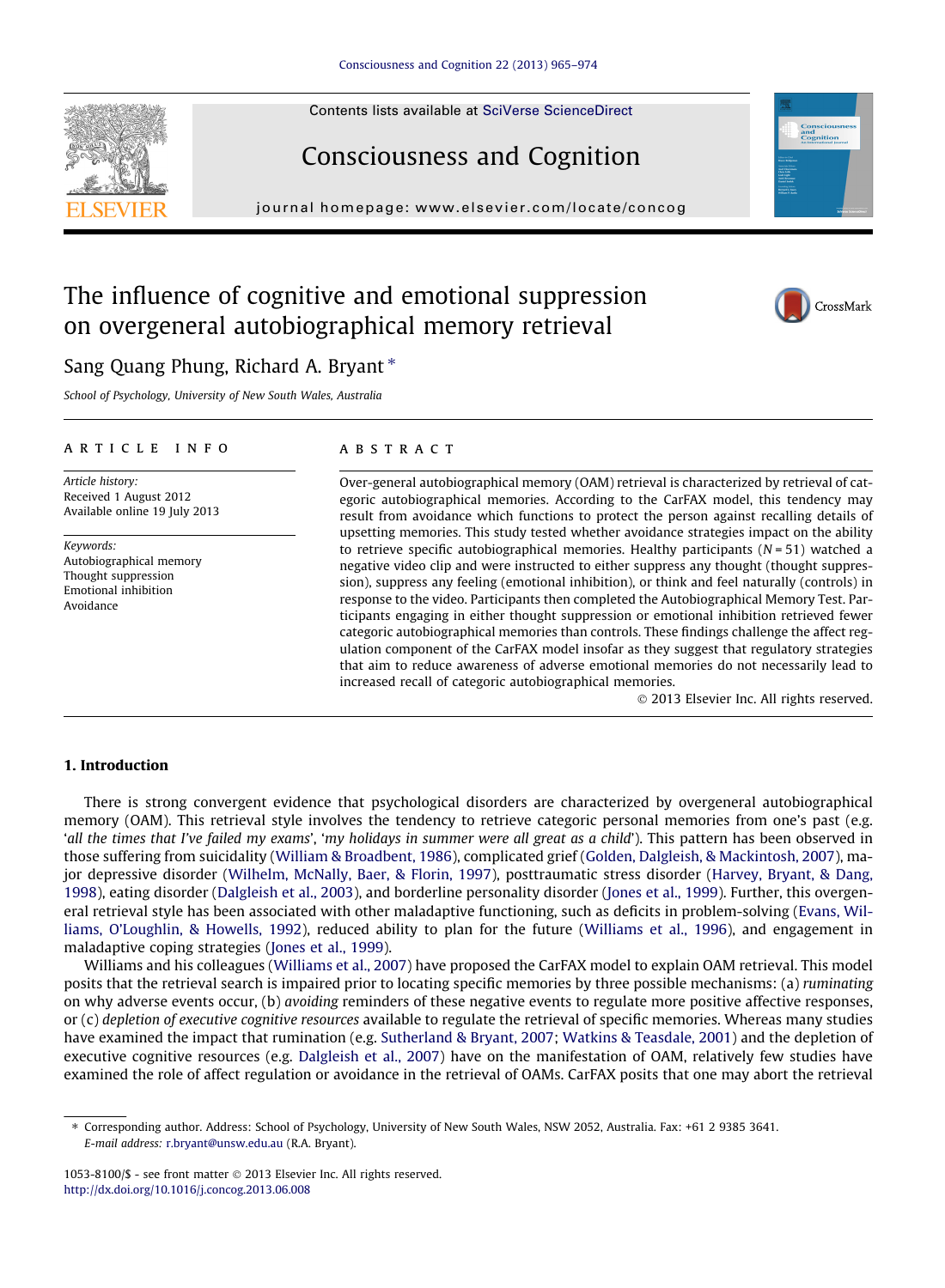# The influence of cognitive and emotional suppression on overgeneral autobiographical memory retrieval

Sang Quang Phung, Richard A. Bryant *

*School of Psychology, University of New South Wales, Australia*

## ARTICLE INFO

*Article history:*
Received 1 August 2012
Available online 19 July 2013

*Keywords:*
Autobiographical memory
Thought suppression
Emotional inhibition
Avoidance

## ABSTRACT

Over-general autobiographical memory (OAM) retrieval is characterized by retrieval of categoric autobiographical memories. According to the CarFAX model, this tendency may result from avoidance which functions to protect the person against recalling details of upsetting memories. This study tested whether avoidance strategies impact on the ability to retrieve specific autobiographical memories. Healthy participants ($N = 51$) watched a negative video clip and were instructed to either suppress any thought (thought suppression), suppress any feeling (emotional inhibition), or think and feel naturally (controls) in response to the video. Participants then completed the Autobiographical Memory Test. Participants engaging in either thought suppression or emotional inhibition retrieved fewer categoric autobiographical memories than controls. These findings challenge the affect regulation component of the CarFAX model insofar as they suggest that regulatory strategies that aim to reduce awareness of adverse emotional memories do not necessarily lead to increased recall of categoric autobiographical memories.

© 2013 Elsevier Inc. All rights reserved.

## 1. Introduction

There is strong convergent evidence that psychological disorders are characterized by overgeneral autobiographical memory (OAM). This retrieval style involves the tendency to retrieve categoric personal memories from one's past (e.g. '*all the times that I've failed my exams*', '*my holidays in summer were all great as a child*'). This pattern has been observed in those suffering from suicidality (William & Broadbent, 1986), complicated grief (Golden, Dalgleish, & Mackintosh, 2007), major depressive disorder (Wilhelm, McNally, Baer, & Florin, 1997), posttraumatic stress disorder (Harvey, Bryant, & Dang, 1998), eating disorder (Dalgleish et al., 2003), and borderline personality disorder (Jones et al., 1999). Further, this overgeneral retrieval style has been associated with other maladaptive functioning, such as deficits in problem-solving (Evans, Williams, O'Loughlin, & Howells, 1992), reduced ability to plan for the future (Williams et al., 1996), and engagement in maladaptive coping strategies (Jones et al., 1999).

Williams and his colleagues (Williams et al., 2007) have proposed the CarFAX model to explain OAM retrieval. This model posits that the retrieval search is impaired prior to locating specific memories by three possible mechanisms: (a) *ruminating* on why adverse events occur, (b) *avoiding* reminders of these negative events to regulate more positive affective responses, or (c) *depletion of executive cognitive resources* available to regulate the retrieval of specific memories. Whereas many studies have examined the impact that rumination (e.g. Sutherland & Bryant, 2007; Watkins & Teasdale, 2001) and the depletion of executive cognitive resources (e.g. Dalgleish et al., 2007) have on the manifestation of OAM, relatively few studies have examined the role of affect regulation or avoidance in the retrieval of OAMs. CarFAX posits that one may abort the retrieval

---

* Corresponding author. Address: School of Psychology, University of New South Wales, NSW 2052, Australia. Fax: +61 2 9385 3641.
*E-mail address:* r.bryant@unsw.edu.au (R.A. Bryant).

1053-8100/$ - see front matter © 2013 Elsevier Inc. All rights reserved.
http://dx.doi.org/10.1016/j.concog.2013.06.008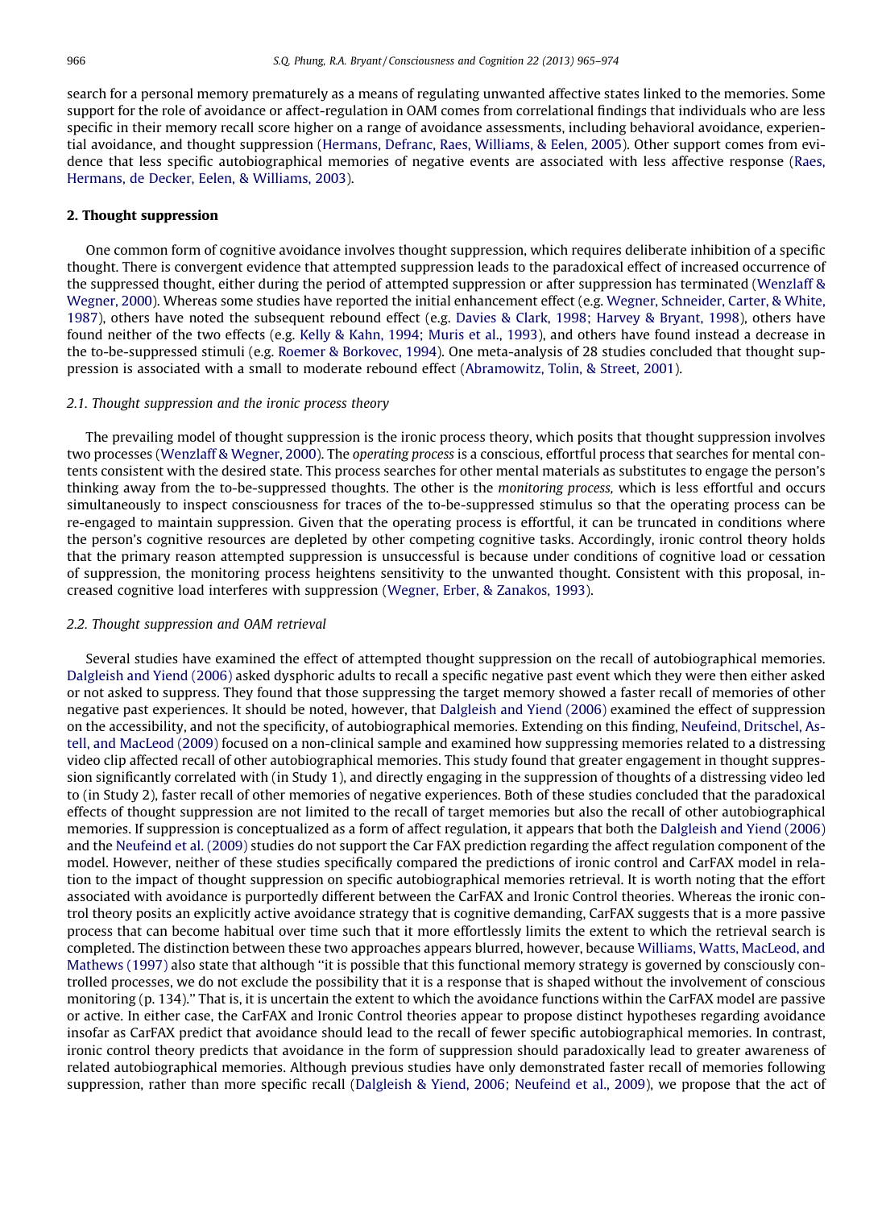search for a personal memory prematurely as a means of regulating unwanted affective states linked to the memories. Some support for the role of avoidance or affect-regulation in OAM comes from correlational findings that individuals who are less specific in their memory recall score higher on a range of avoidance assessments, including behavioral avoidance, experiential avoidance, and thought suppression (Hermans, Defranc, Raes, Williams, & Eelen, 2005). Other support comes from evidence that less specific autobiographical memories of negative events are associated with less affective response (Raes, Hermans, de Decker, Eelen, & Williams, 2003).

## 2. Thought suppression

One common form of cognitive avoidance involves thought suppression, which requires deliberate inhibition of a specific thought. There is convergent evidence that attempted suppression leads to the paradoxical effect of increased occurrence of the suppressed thought, either during the period of attempted suppression or after suppression has terminated (Wenzlaff & Wegner, 2000). Whereas some studies have reported the initial enhancement effect (e.g. Wegner, Schneider, Carter, & White, 1987), others have noted the subsequent rebound effect (e.g. Davies & Clark, 1998; Harvey & Bryant, 1998), others have found neither of the two effects (e.g. Kelly & Kahn, 1994; Muris et al., 1993), and others have found instead a decrease in the to-be-suppressed stimuli (e.g. Roemer & Borkovec, 1994). One meta-analysis of 28 studies concluded that thought suppression is associated with a small to moderate rebound effect (Abramowitz, Tolin, & Street, 2001).

### 2.1. Thought suppression and the ironic process theory

The prevailing model of thought suppression is the ironic process theory, which posits that thought suppression involves two processes (Wenzlaff & Wegner, 2000). The *operating process* is a conscious, effortful process that searches for mental contents consistent with the desired state. This process searches for other mental materials as substitutes to engage the person's thinking away from the to-be-suppressed thoughts. The other is the *monitoring process,* which is less effortful and occurs simultaneously to inspect consciousness for traces of the to-be-suppressed stimulus so that the operating process can be re-engaged to maintain suppression. Given that the operating process is effortful, it can be truncated in conditions where the person's cognitive resources are depleted by other competing cognitive tasks. Accordingly, ironic control theory holds that the primary reason attempted suppression is unsuccessful is because under conditions of cognitive load or cessation of suppression, the monitoring process heightens sensitivity to the unwanted thought. Consistent with this proposal, increased cognitive load interferes with suppression (Wegner, Erber, & Zanakos, 1993).

### 2.2. Thought suppression and OAM retrieval

Several studies have examined the effect of attempted thought suppression on the recall of autobiographical memories. Dalgleish and Yiend (2006) asked dysphoric adults to recall a specific negative past event which they were then either asked or not asked to suppress. They found that those suppressing the target memory showed a faster recall of memories of other negative past experiences. It should be noted, however, that Dalgleish and Yiend (2006) examined the effect of suppression on the accessibility, and not the specificity, of autobiographical memories. Extending on this finding, Neufeind, Dritschel, Astell, and MacLeod (2009) focused on a non-clinical sample and examined how suppressing memories related to a distressing video clip affected recall of other autobiographical memories. This study found that greater engagement in thought suppression significantly correlated with (in Study 1), and directly engaging in the suppression of thoughts of a distressing video led to (in Study 2), faster recall of other memories of negative experiences. Both of these studies concluded that the paradoxical effects of thought suppression are not limited to the recall of target memories but also the recall of other autobiographical memories. If suppression is conceptualized as a form of affect regulation, it appears that both the Dalgleish and Yiend (2006) and the Neufeind et al. (2009) studies do not support the Car FAX prediction regarding the affect regulation component of the model. However, neither of these studies specifically compared the predictions of ironic control and CarFAX model in relation to the impact of thought suppression on specific autobiographical memories retrieval. It is worth noting that the effort associated with avoidance is purportedly different between the CarFAX and Ironic Control theories. Whereas the ironic control theory posits an explicitly active avoidance strategy that is cognitive demanding, CarFAX suggests that is a more passive process that can become habitual over time such that it more effortlessly limits the extent to which the retrieval search is completed. The distinction between these two approaches appears blurred, however, because Williams, Watts, MacLeod, and Mathews (1997) also state that although "it is possible that this functional memory strategy is governed by consciously controlled processes, we do not exclude the possibility that it is a response that is shaped without the involvement of conscious monitoring (p. 134)." That is, it is uncertain the extent to which the avoidance functions within the CarFAX model are passive or active. In either case, the CarFAX and Ironic Control theories appear to propose distinct hypotheses regarding avoidance insofar as CarFAX predict that avoidance should lead to the recall of fewer specific autobiographical memories. In contrast, ironic control theory predicts that avoidance in the form of suppression should paradoxically lead to greater awareness of related autobiographical memories. Although previous studies have only demonstrated faster recall of memories following suppression, rather than more specific recall (Dalgleish & Yiend, 2006; Neufeind et al., 2009), we propose that the act of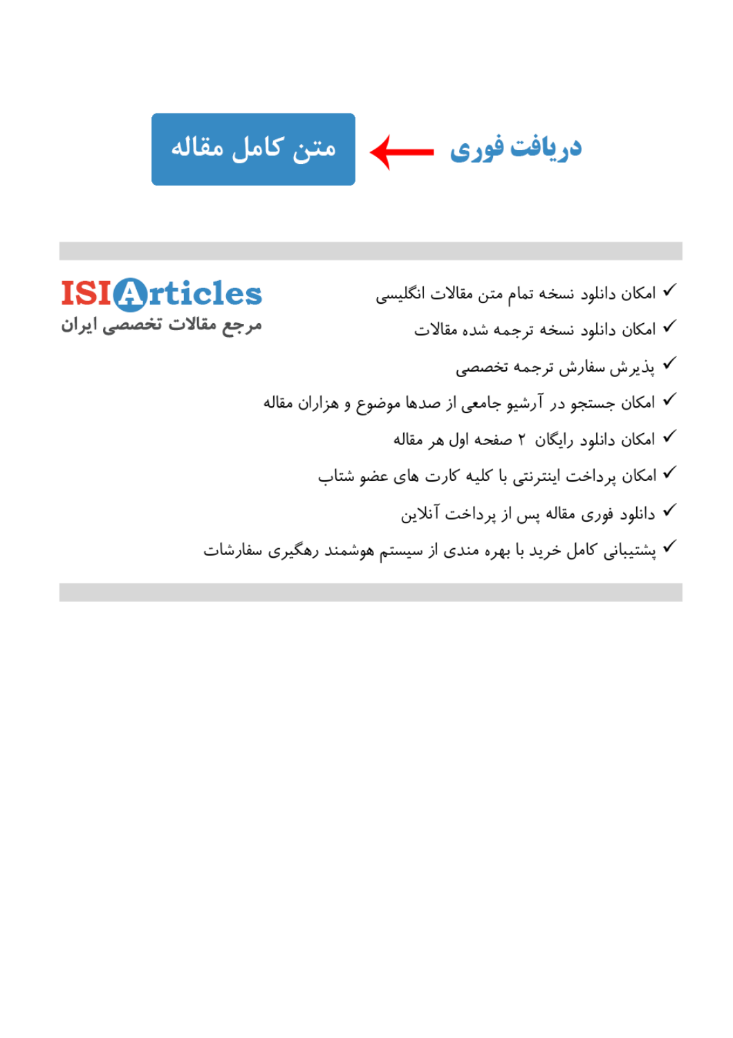دریافت فوری ← متن کامل مقاله

ISIArticles
مرجع مقالات تخصصی ایران

- ✓ امکان دانلود نسخه تمام متن مقالات انگلیسی
- ✓ امکان دانلود نسخه ترجمه شده مقالات
- ✓ پذیرش سفارش ترجمه تخصصی
- ✓ امکان جستجو در آرشیو جامعی از صدها موضوع و هزاران مقاله
- ✓ امکان دانلود رایگان ۲ صفحه اول هر مقاله
- ✓ امکان پرداخت اینترنتی با کلیه کارت های عضو شتاب
- ✓ دانلود فوری مقاله پس از پرداخت آنلاین
- ✓ پشتیبانی کامل خرید با بهره مندی از سیستم هوشمند رهگیری سفارشات